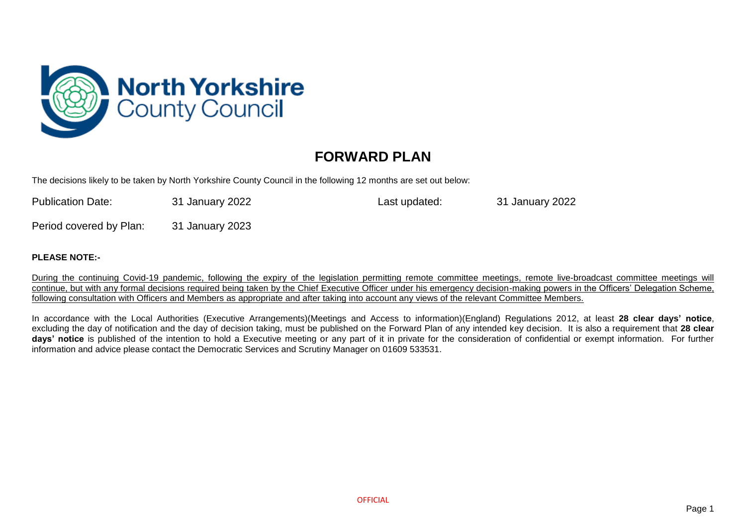North Yorkshire County Council

# FORWARD PLAN

The decisions likely to be taken by North Yorkshire County Council in the following 12 months are set out below:

| | | | |
|---|---|---|---|
| Publication Date: | 31 January 2022 | Last updated: | 31 January 2022 |
| Period covered by Plan: | 31 January 2023 | | |

**PLEASE NOTE:-**

During the continuing Covid-19 pandemic, following the expiry of the legislation permitting remote committee meetings, remote live-broadcast committee meetings will continue, but with any formal decisions required being taken by the Chief Executive Officer under his emergency decision-making powers in the Officers' Delegation Scheme, following consultation with Officers and Members as appropriate and after taking into account any views of the relevant Committee Members.

In accordance with the Local Authorities (Executive Arrangements)(Meetings and Access to information)(England) Regulations 2012, at least **28 clear days' notice**, excluding the day of notification and the day of decision taking, must be published on the Forward Plan of any intended key decision. It is also a requirement that **28 clear days' notice** is published of the intention to hold a Executive meeting or any part of it in private for the consideration of confidential or exempt information. For further information and advice please contact the Democratic Services and Scrutiny Manager on 01609 533531.

OFFICIAL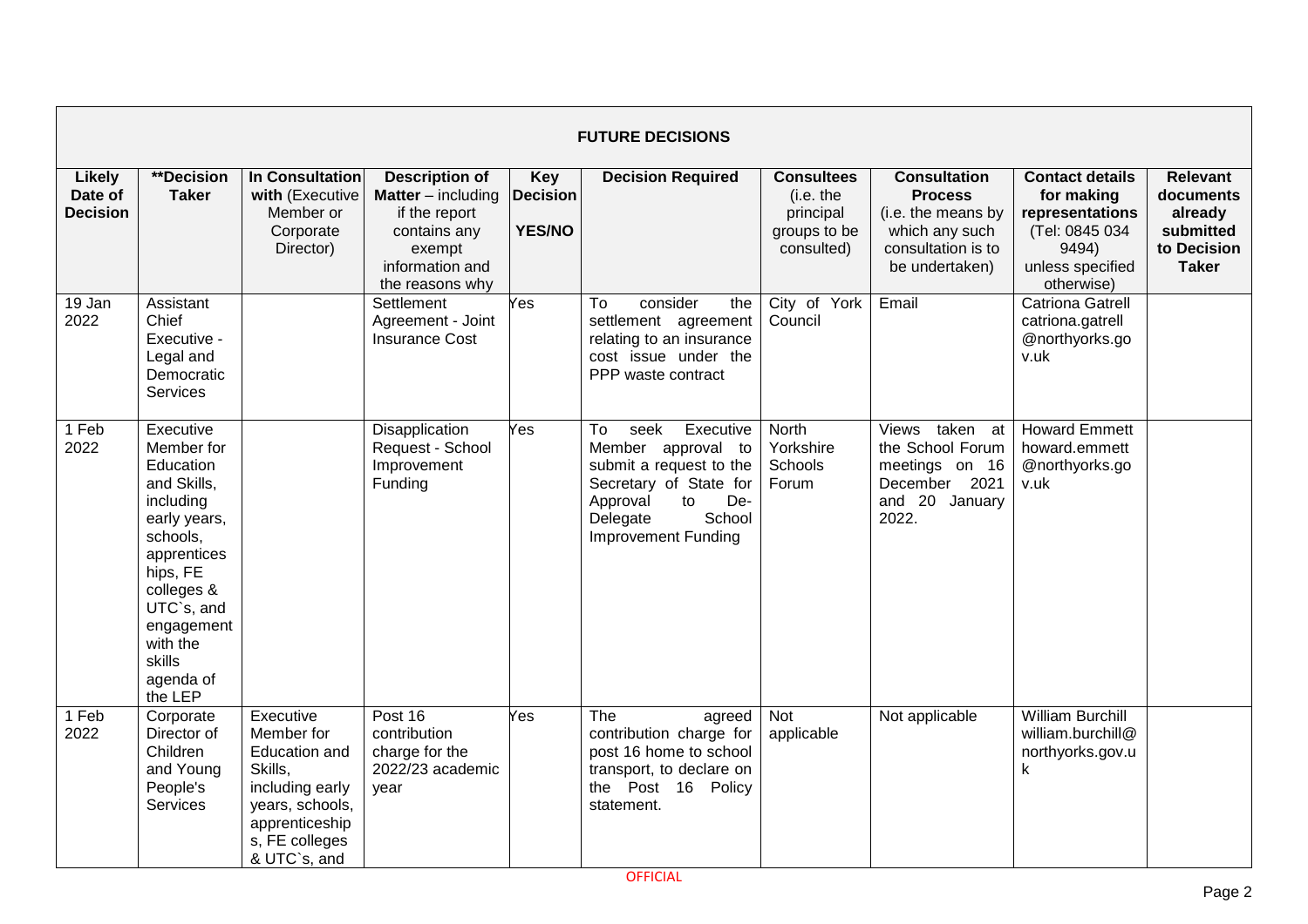| FUTURE DECISIONS | | | | | | | | | |
|---|---|---|---|---|---|---|---|---|---|
| **Likely Date of Decision** | **\*\*Decision Taker** | **In Consultation with** (Executive Member or Corporate Director) | **Description of Matter** – including if the report contains any exempt information and the reasons why | **Key Decision YES/NO** | **Decision Required** | **Consultees** (i.e. the principal groups to be consulted) | **Consultation Process** (i.e. the means by which any such consultation is to be undertaken) | **Contact details for making representations** (Tel: 0845 034 9494) unless specified otherwise) | **Relevant documents already submitted to Decision Taker** |
| 19 Jan 2022 | Assistant Chief Executive - Legal and Democratic Services | | Settlement Agreement - Joint Insurance Cost | Yes | To consider the settlement agreement relating to an insurance cost issue under the PPP waste contract | City of York Council | Email | Catriona Gatrell catriona.gatrell@northyorks.gov.uk | |
| 1 Feb 2022 | Executive Member for Education and Skills, including early years, schools, apprenticeships, FE colleges & UTC`s, and engagement with the skills agenda of the LEP | | Disapplication Request - School Improvement Funding | Yes | To seek Executive Member approval to submit a request to the Secretary of State for Approval to De-Delegate School Improvement Funding | North Yorkshire Schools Forum | Views taken at the School Forum meetings on 16 December 2021 and 20 January 2022. | Howard Emmett howard.emmett@northyorks.gov.uk | |
| 1 Feb 2022 | Corporate Director of Children and Young People's Services | Executive Member for Education and Skills, including early years, schools, apprenticeships, FE colleges & UTC`s, and | Post 16 contribution charge for the 2022/23 academic year | Yes | The agreed contribution charge for post 16 home to school transport, to declare on the Post 16 Policy statement. | Not applicable | Not applicable | William Burchill william.burchill@northyorks.gov.uk | |

OFFICIAL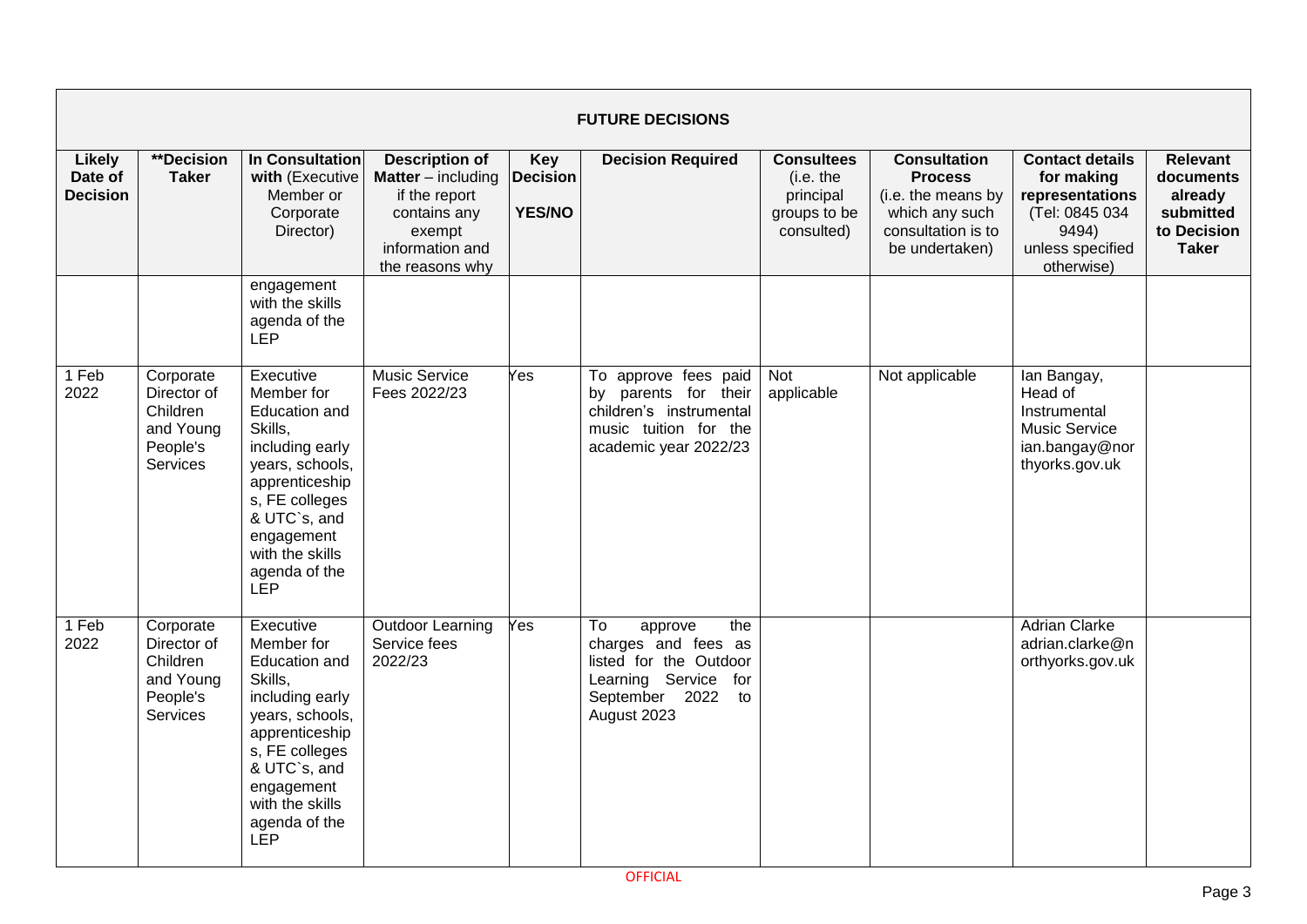| FUTURE DECISIONS | | | | | | | | | |
|---|---|---|---|---|---|---|---|---|---|
| **Likely Date of Decision** | ****Decision Taker** | **In Consultation with** (Executive Member or Corporate Director) | **Description of Matter** – including if the report contains any exempt information and the reasons why | **Key Decision YES/NO** | **Decision Required** | **Consultees** (i.e. the principal groups to be consulted) | **Consultation Process** (i.e. the means by which any such consultation is to be undertaken) | **Contact details for making representations** (Tel: 0845 034 9494) unless specified otherwise) | **Relevant documents already submitted to Decision Taker** |
| | | engagement with the skills agenda of the LEP | | | | | | | |
| 1 Feb 2022 | Corporate Director of Children and Young People's Services | Executive Member for Education and Skills, including early years, schools, apprenticeships, FE colleges & UTC`s, and engagement with the skills agenda of the LEP | Music Service Fees 2022/23 | Yes | To approve fees paid by parents for their children's instrumental music tuition for the academic year 2022/23 | Not applicable | Not applicable | Ian Bangay, Head of Instrumental Music Service ian.bangay@northyorks.gov.uk | |
| 1 Feb 2022 | Corporate Director of Children and Young People's Services | Executive Member for Education and Skills, including early years, schools, apprenticeships, FE colleges & UTC`s, and engagement with the skills agenda of the LEP | Outdoor Learning Service fees 2022/23 | Yes | To approve the charges and fees as listed for the Outdoor Learning Service for September 2022 to August 2023 | | | Adrian Clarke adrian.clarke@northyorks.gov.uk | |

OFFICIAL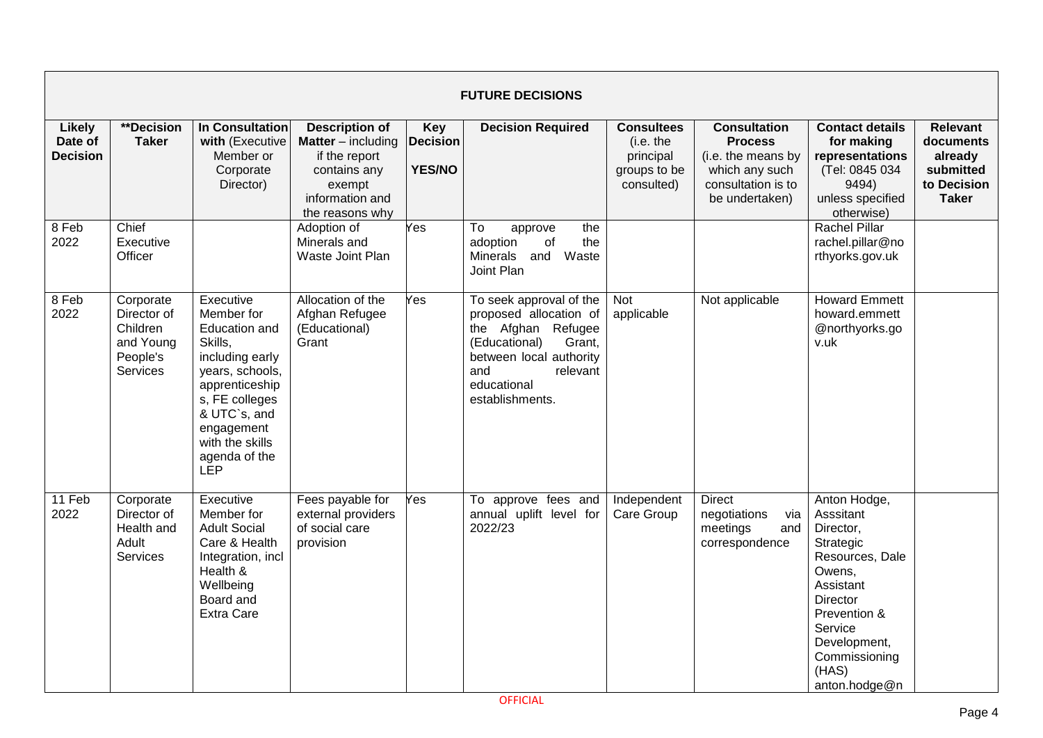| FUTURE DECISIONS | | | | | | | | | |
|---|---|---|---|---|---|---|---|---|---|
| **Likely Date of Decision** | **\*\*Decision Taker** | **In Consultation with** (Executive Member or Corporate Director) | **Description of Matter** – including if the report contains any exempt information and the reasons why | **Key Decision YES/NO** | **Decision Required** | **Consultees** (i.e. the principal groups to be consulted) | **Consultation Process** (i.e. the means by which any such consultation is to be undertaken) | **Contact details for making representations** (Tel: 0845 034 9494) unless specified otherwise) | **Relevant documents already submitted to Decision Taker** |
| 8 Feb 2022 | Chief Executive Officer | | Adoption of Minerals and Waste Joint Plan | Yes | To approve the adoption of the Minerals and Waste Joint Plan | | | Rachel Pillar rachel.pillar@northyorks.gov.uk | |
| 8 Feb 2022 | Corporate Director of Children and Young People's Services | Executive Member for Education and Skills, including early years, schools, apprenticeships, FE colleges & UTC`s, and engagement with the skills agenda of the LEP | Allocation of the Afghan Refugee (Educational) Grant | Yes | To seek approval of the proposed allocation of the Afghan Refugee (Educational) Grant, between local authority and relevant educational establishments. | Not applicable | Not applicable | Howard Emmett howard.emmett@northyorks.gov.uk | |
| 11 Feb 2022 | Corporate Director of Health and Adult Services | Executive Member for Adult Social Care & Health Integration, incl Health & Wellbeing Board and Extra Care | Fees payable for external providers of social care provision | Yes | To approve fees and annual uplift level for 2022/23 | Independent Care Group | Direct negotiations via meetings and correspondence | Anton Hodge, Asssitant Director, Strategic Resources, Dale Owens, Assistant Director Prevention & Service Development, Commissioning (HAS) anton.hodge@n | |

OFFICIAL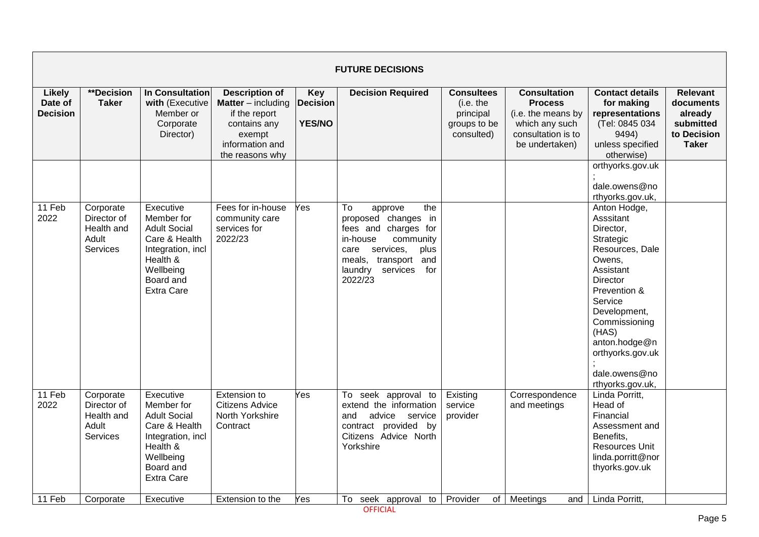| FUTURE DECISIONS | | | | | | | | | |
|---|---|---|---|---|---|---|---|---|---|
| **Likely Date of Decision** | **\*\*Decision Taker** | **In Consultation with** (Executive Member or Corporate Director) | **Description of Matter** – including if the report contains any exempt information and the reasons why | **Key Decision YES/NO** | **Decision Required** | **Consultees** (i.e. the principal groups to be consulted) | **Consultation Process** (i.e. the means by which any such consultation is to be undertaken) | **Contact details for making representations** (Tel: 0845 034 9494) unless specified otherwise) | **Relevant documents already submitted to Decision Taker** |
| | | | | | | | | orthyorks.gov.uk ; dale.owens@northyorks.gov.uk, | |
| 11 Feb 2022 | Corporate Director of Health and Adult Services | Executive Member for Adult Social Care & Health Integration, incl Health & Wellbeing Board and Extra Care | Fees for in-house community care services for 2022/23 | Yes | To approve the proposed changes in fees and charges for in-house community care services, plus meals, transport and laundry services for 2022/23 | | | Anton Hodge, Asssitant Director, Strategic Resources, Dale Owens, Assistant Director Prevention & Service Development, Commissioning (HAS) anton.hodge@northyorks.gov.uk ; dale.owens@northyorks.gov.uk, | |
| 11 Feb 2022 | Corporate Director of Health and Adult Services | Executive Member for Adult Social Care & Health Integration, incl Health & Wellbeing Board and Extra Care | Extension to Citizens Advice North Yorkshire Contract | Yes | To seek approval to extend the information and advice service contract provided by Citizens Advice North Yorkshire | Existing service provider | Correspondence and meetings | Linda Porritt, Head of Financial Assessment and Benefits, Resources Unit linda.porritt@northyorks.gov.uk | |
| 11 Feb | Corporate | Executive | Extension to the | Yes | To seek approval to | Provider of | Meetings and | Linda Porritt, | |

OFFICIAL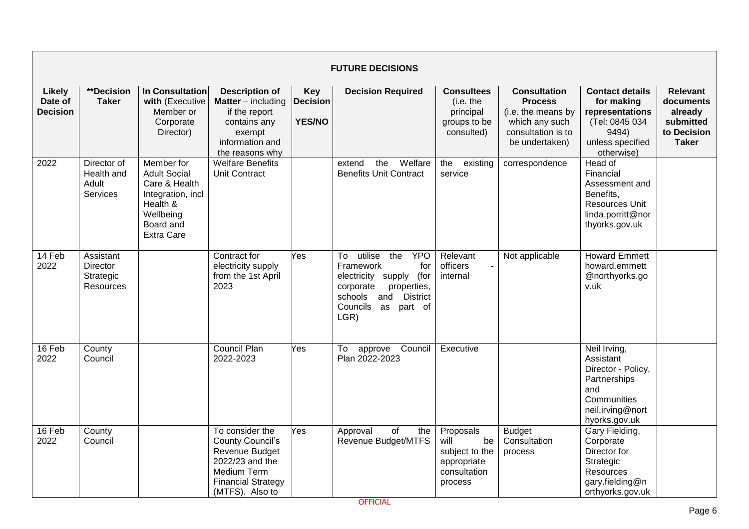| **FUTURE DECISIONS** | | | | | | | | | |
|---|---|---|---|---|---|---|---|---|---|
| **Likely Date of Decision** | **\*\*Decision Taker** | **In Consultation with** (Executive Member or Corporate Director) | **Description of Matter** – including if the report contains any exempt information and the reasons why | **Key Decision YES/NO** | **Decision Required** | **Consultees** (i.e. the principal groups to be consulted) | **Consultation Process** (i.e. the means by which any such consultation is to be undertaken) | **Contact details for making representations** (Tel: 0845 034 9494) unless specified otherwise) | **Relevant documents already submitted to Decision Taker** |
| 2022 | Director of Health and Adult Services | Member for Adult Social Care & Health Integration, incl Health & Wellbeing Board and Extra Care | Welfare Benefits Unit Contract | | extend the Welfare Benefits Unit Contract | the existing service | correspondence | Head of Financial Assessment and Benefits, Resources Unit linda.porritt@northyorks.gov.uk | |
| 14 Feb 2022 | Assistant Director Strategic Resources | | Contract for electricity supply from the 1st April 2023 | Yes | To utilise the YPO Framework for electricity supply (for corporate properties, schools and District Councils as part of LGR) | Relevant officers - internal | Not applicable | Howard Emmett howard.emmett@northyorks.gov.uk | |
| 16 Feb 2022 | County Council | | Council Plan 2022-2023 | Yes | To approve Council Plan 2022-2023 | Executive | | Neil Irving, Assistant Director - Policy, Partnerships and Communities neil.irving@northyorks.gov.uk | |
| 16 Feb 2022 | County Council | | To consider the County Council's Revenue Budget 2022/23 and the Medium Term Financial Strategy (MTFS). Also to | Yes | Approval of the Revenue Budget/MTFS | Proposals will be subject to the appropriate consultation process | Budget Consultation process | Gary Fielding, Corporate Director for Strategic Resources gary.fielding@northyorks.gov.uk | |

OFFICIAL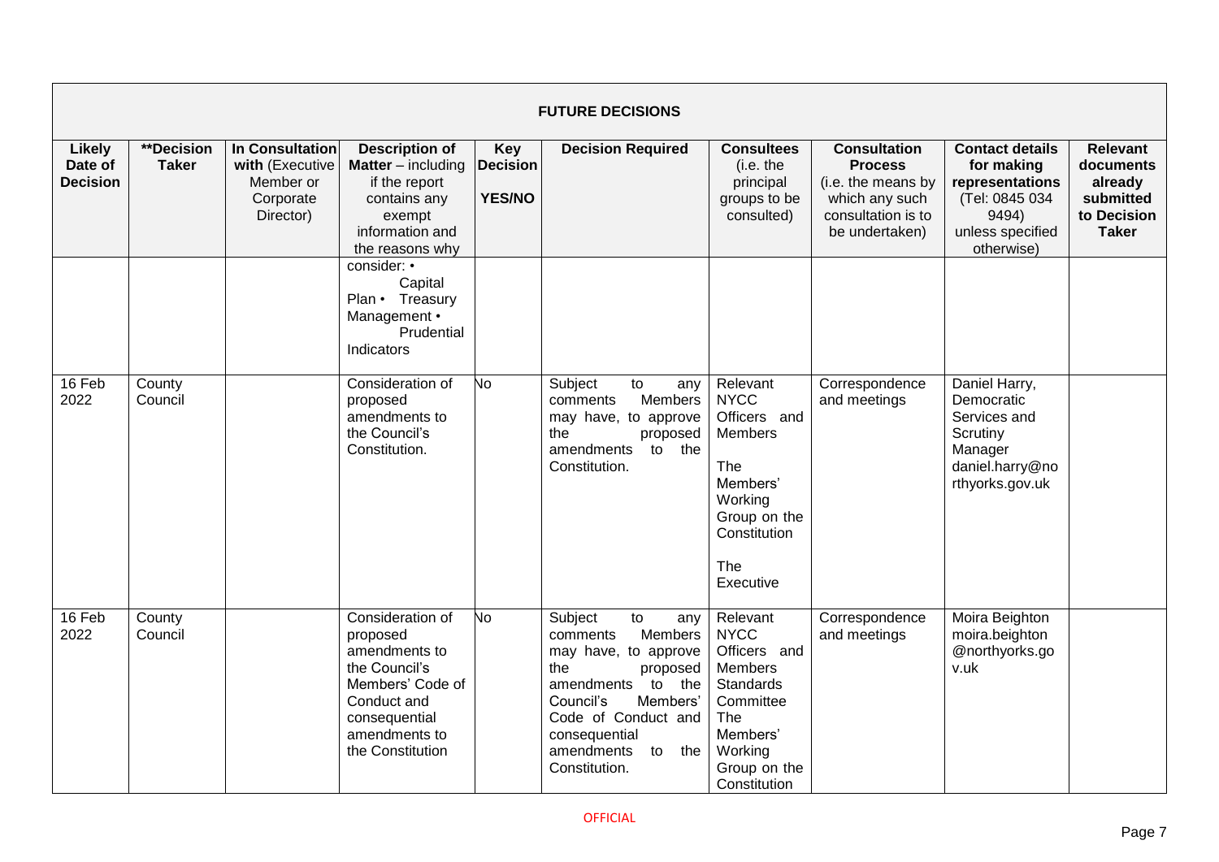## FUTURE DECISIONS

| Likely Date of Decision | **Decision Taker | In Consultation with (Executive Member or Corporate Director) | Description of Matter – including if the report contains any exempt information and the reasons why | Key Decision YES/NO | Decision Required | Consultees (i.e. the principal groups to be consulted) | Consultation Process (i.e. the means by which any such consultation is to be undertaken) | Contact details for making representations (Tel: 0845 034 9494) unless specified otherwise) | Relevant documents already submitted to Decision Taker |
|---|---|---|---|---|---|---|---|---|---|
| | | | consider: • Capital Plan • Treasury Management • Prudential Indicators | | | | | | |
| 16 Feb 2022 | County Council | | Consideration of proposed amendments to the Council's Constitution. | No | Subject to any comments Members may have, to approve the proposed amendments to the Constitution. | Relevant NYCC Officers and Members<br><br>The Members' Working Group on the Constitution<br><br>The Executive | Correspondence and meetings | Daniel Harry, Democratic Services and Scrutiny Manager daniel.harry@northyorks.gov.uk | |
| 16 Feb 2022 | County Council | | Consideration of proposed amendments to the Council's Members' Code of Conduct and consequential amendments to the Constitution | No | Subject to any comments Members may have, to approve the proposed amendments to the Council's Members' Code of Conduct and consequential amendments to the Constitution. | Relevant NYCC Officers and Members Standards Committee The Members' Working Group on the Constitution | Correspondence and meetings | Moira Beighton moira.beighton@northyorks.gov.uk | |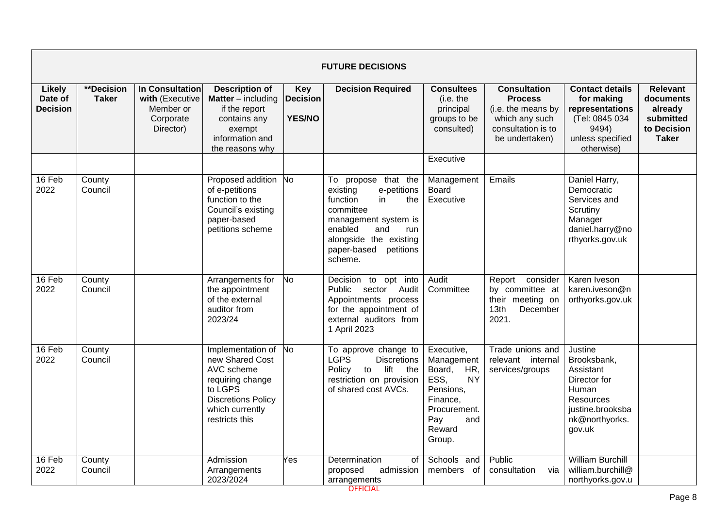| **FUTURE DECISIONS** | | | | | | | | | |
|---|---|---|---|---|---|---|---|---|---|
| **Likely Date of Decision** | **\*\*Decision Taker** | **In Consultation with** (Executive Member or Corporate Director) | **Description of Matter** – including if the report contains any exempt information and the reasons why | **Key Decision YES/NO** | **Decision Required** | **Consultees** (i.e. the principal groups to be consulted) | **Consultation Process** (i.e. the means by which any such consultation is to be undertaken) | **Contact details for making representations** (Tel: 0845 034 9494) unless specified otherwise) | **Relevant documents already submitted to Decision Taker** |
| | | | | | | Executive | | | |
| 16 Feb 2022 | County Council | | Proposed addition of e-petitions function to the Council's existing paper-based petitions scheme | No | To propose that the existing e-petitions function in the committee management system is enabled and run alongside the existing paper-based petitions scheme. | Management Board Executive | Emails | Daniel Harry, Democratic Services and Scrutiny Manager daniel.harry@northyorks.gov.uk | |
| 16 Feb 2022 | County Council | | Arrangements for the appointment of the external auditor from 2023/24 | No | Decision to opt into Public sector Audit Appointments process for the appointment of external auditors from 1 April 2023 | Audit Committee | Report consider by committee at their meeting on 13th December 2021. | Karen Iveson karen.iveson@northyorks.gov.uk | |
| 16 Feb 2022 | County Council | | Implementation of new Shared Cost AVC scheme requiring change to LGPS Discretions Policy which currently restricts this | No | To approve change to LGPS Discretions Policy to lift the restriction on provision of shared cost AVCs. | Executive, Management Board, HR, ESS, NY Pensions, Finance, Procurement. Pay and Reward Group. | Trade unions and relevant internal services/groups | Justine Brooksbank, Assistant Director for Human Resources justine.brooksbank@northyorks.gov.uk | |
| 16 Feb 2022 | County Council | | Admission Arrangements 2023/2024 | Yes | Determination of proposed admission arrangements | Schools and members of | Public consultation via | William Burchill william.burchill@northyorks.gov.u | |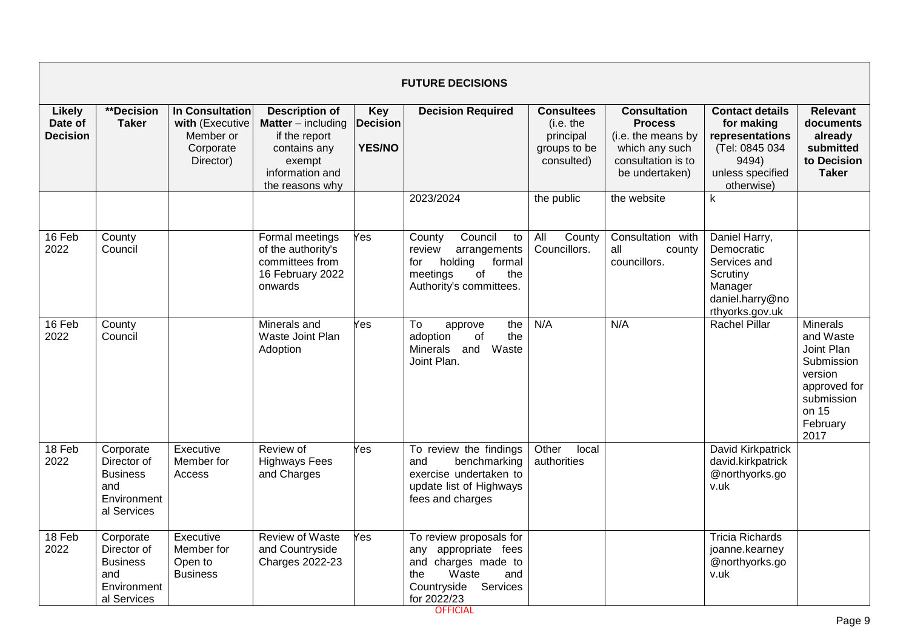**FUTURE DECISIONS**

| Likely Date of Decision | **Decision Taker | In Consultation with (Executive Member or Corporate Director) | Description of Matter – including if the report contains any exempt information and the reasons why | Key Decision YES/NO | Decision Required | Consultees (i.e. the principal groups to be consulted) | Consultation Process (i.e. the means by which any such consultation is to be undertaken) | Contact details for making representations (Tel: 0845 034 9494) unless specified otherwise) | Relevant documents already submitted to Decision Taker |
|---|---|---|---|---|---|---|---|---|---|
| | | | | | 2023/2024 | the public | the website | k | |
| 16 Feb 2022 | County Council | | Formal meetings of the authority's committees from 16 February 2022 onwards | Yes | County Council to review arrangements for holding formal meetings of the Authority's committees. | All County Councillors. | Consultation with all county councillors. | Daniel Harry, Democratic Services and Scrutiny Manager daniel.harry@northyorks.gov.uk | |
| 16 Feb 2022 | County Council | | Minerals and Waste Joint Plan Adoption | Yes | To approve the adoption of the Minerals and Waste Joint Plan. | N/A | N/A | Rachel Pillar | Minerals and Waste Joint Plan Submission version approved for submission on 15 February 2017 |
| 18 Feb 2022 | Corporate Director of Business and Environmental Services | Executive Member for Access | Review of Highways Fees and Charges | Yes | To review the findings and benchmarking exercise undertaken to update list of Highways fees and charges | Other local authorities | | David Kirkpatrick david.kirkpatrick@northyorks.gov.uk | |
| 18 Feb 2022 | Corporate Director of Business and Environmental Services | Executive Member for Open to Business | Review of Waste and Countryside Charges 2022-23 | Yes | To review proposals for any appropriate fees and charges made to the Waste and Countryside Services for 2022/23 | | | Tricia Richards joanne.kearney@northyorks.gov.uk | |

OFFICIAL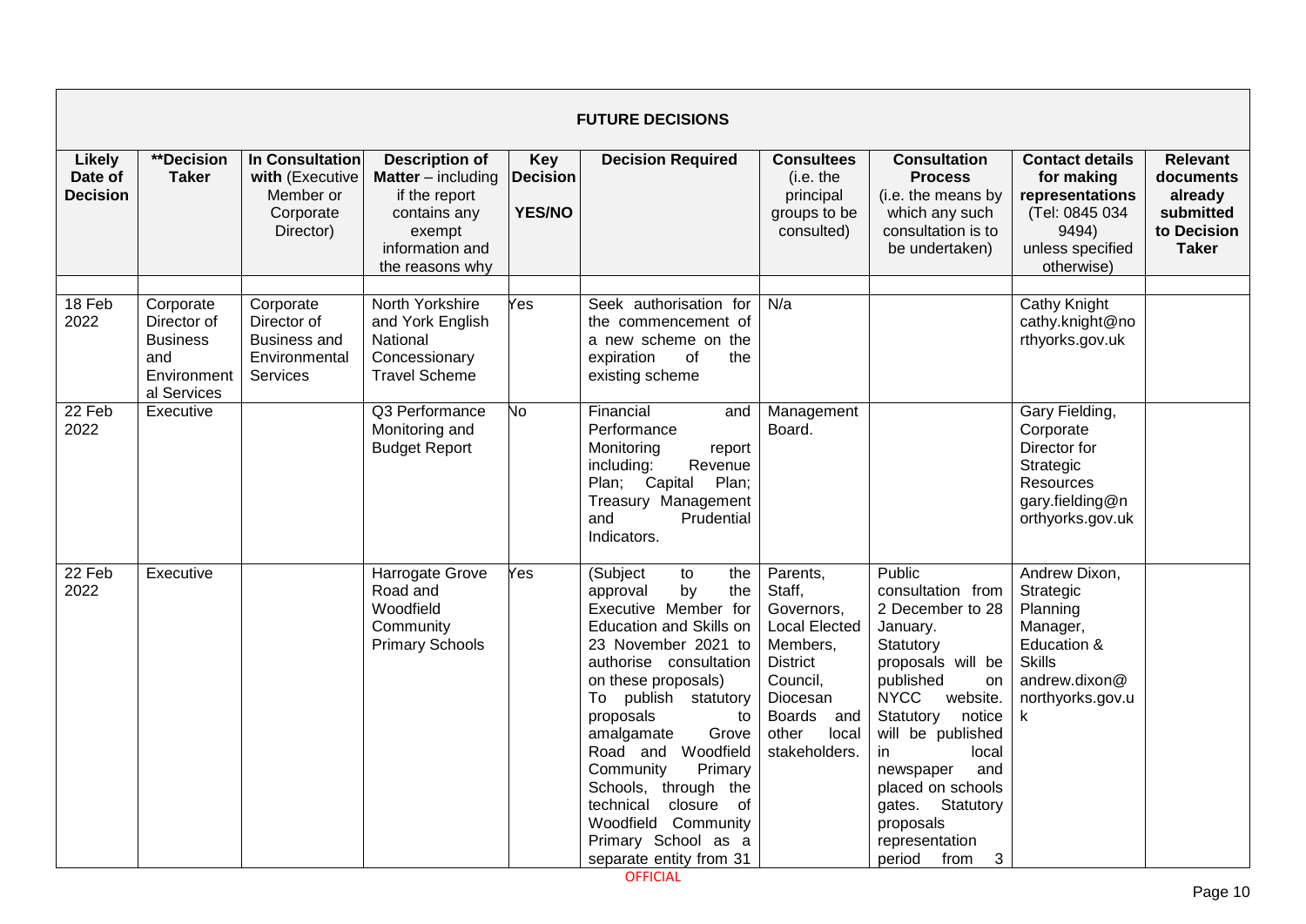| FUTURE DECISIONS | | | | | | | | | |
|---|---|---|---|---|---|---|---|---|---|
| **Likely Date of Decision** | **\*\*Decision Taker** | **In Consultation with** (Executive Member or Corporate Director) | **Description of Matter** – including if the report contains any exempt information and the reasons why | **Key Decision YES/NO** | **Decision Required** | **Consultees** (i.e. the principal groups to be consulted) | **Consultation Process** (i.e. the means by which any such consultation is to be undertaken) | **Contact details for making representations** (Tel: 0845 034 9494) unless specified otherwise) | **Relevant documents already submitted to Decision Taker** |
| 18 Feb 2022 | Corporate Director of Business and Environmental Services | Corporate Director of Business and Environmental Services | North Yorkshire and York English National Concessionary Travel Scheme | Yes | Seek authorisation for the commencement of a new scheme on the expiration of the existing scheme | N/a | | Cathy Knight cathy.knight@northyorks.gov.uk | |
| 22 Feb 2022 | Executive | | Q3 Performance Monitoring and Budget Report | No | Financial and Performance Monitoring report including: Revenue Plan; Capital Plan; Treasury Management and Prudential Indicators. | Management Board. | | Gary Fielding, Corporate Director for Strategic Resources gary.fielding@northyorks.gov.uk | |
| 22 Feb 2022 | Executive | | Harrogate Grove Road and Woodfield Community Primary Schools | Yes | (Subject to the approval by the Executive Member for Education and Skills on 23 November 2021 to authorise consultation on these proposals) To publish statutory proposals to amalgamate Grove Road and Woodfield Community Primary Schools, through the technical closure of Woodfield Community Primary School as a separate entity from 31 | Parents, Staff, Governors, Local Elected Members, District Council, Diocesan Boards and other local stakeholders. | Public consultation from 2 December to 28 January. Statutory proposals will be published on NYCC website. Statutory notice will be published in local newspaper and placed on schools gates. Statutory proposals representation period from 3 | Andrew Dixon, Strategic Planning Manager, Education & Skills andrew.dixon@northyorks.gov.uk | |

OFFICIAL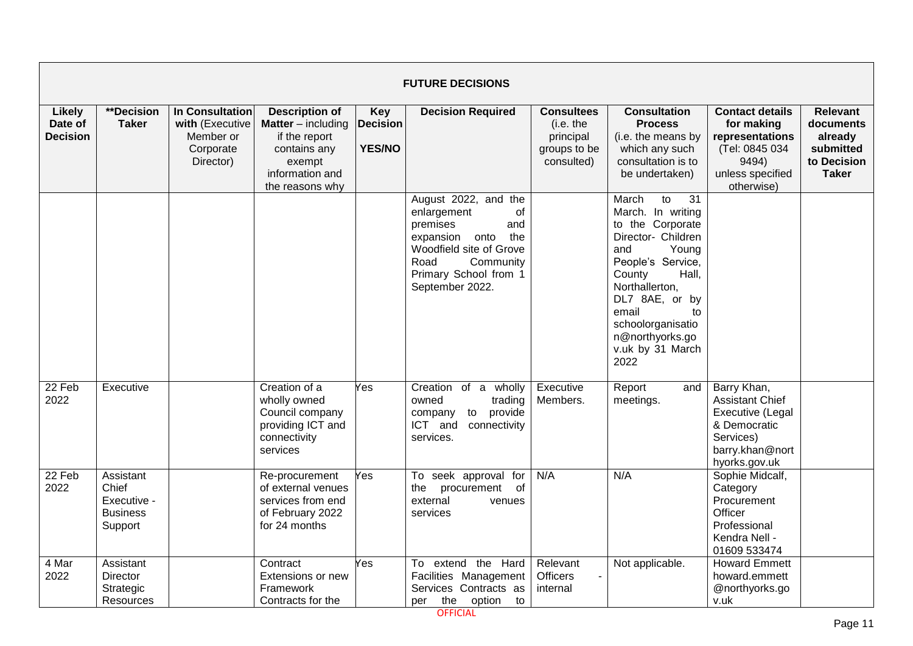| FUTURE DECISIONS | | | | | | | | | |
|---|---|---|---|---|---|---|---|---|---|
| **Likely Date of Decision** | **\*\*Decision Taker** | **In Consultation with** (Executive Member or Corporate Director) | **Description of Matter** – including if the report contains any exempt information and the reasons why | **Key Decision YES/NO** | **Decision Required** | **Consultees** (i.e. the principal groups to be consulted) | **Consultation Process** (i.e. the means by which any such consultation is to be undertaken) | **Contact details for making representations** (Tel: 0845 034 9494) unless specified otherwise) | **Relevant documents already submitted to Decision Taker** |
| | | | | | August 2022, and the enlargement of premises and expansion onto the Woodfield site of Grove Road Community Primary School from 1 September 2022. | | March to 31 March. In writing to the Corporate Director- Children and Young People's Service, County Hall, Northallerton, DL7 8AE, or by email to schoolorganisation@northyorks.gov.uk by 31 March 2022 | | |
| 22 Feb 2022 | Executive | | Creation of a wholly owned Council company providing ICT and connectivity services | Yes | Creation of a wholly owned trading company to provide ICT and connectivity services. | Executive Members. | Report and meetings. | Barry Khan, Assistant Chief Executive (Legal & Democratic Services) barry.khan@northyorks.gov.uk | |
| 22 Feb 2022 | Assistant Chief Executive - Business Support | | Re-procurement of external venues services from end of February 2022 for 24 months | Yes | To seek approval for the procurement of external venues services | N/A | N/A | Sophie Midcalf, Category Procurement Officer Professional Kendra Nell - 01609 533474 | |
| 4 Mar 2022 | Assistant Director Strategic Resources | | Contract Extensions or new Framework Contracts for the | Yes | To extend the Hard Facilities Management Services Contracts as per the option to | Relevant Officers - internal | Not applicable. | Howard Emmett howard.emmett@northyorks.gov.uk | |

OFFICIAL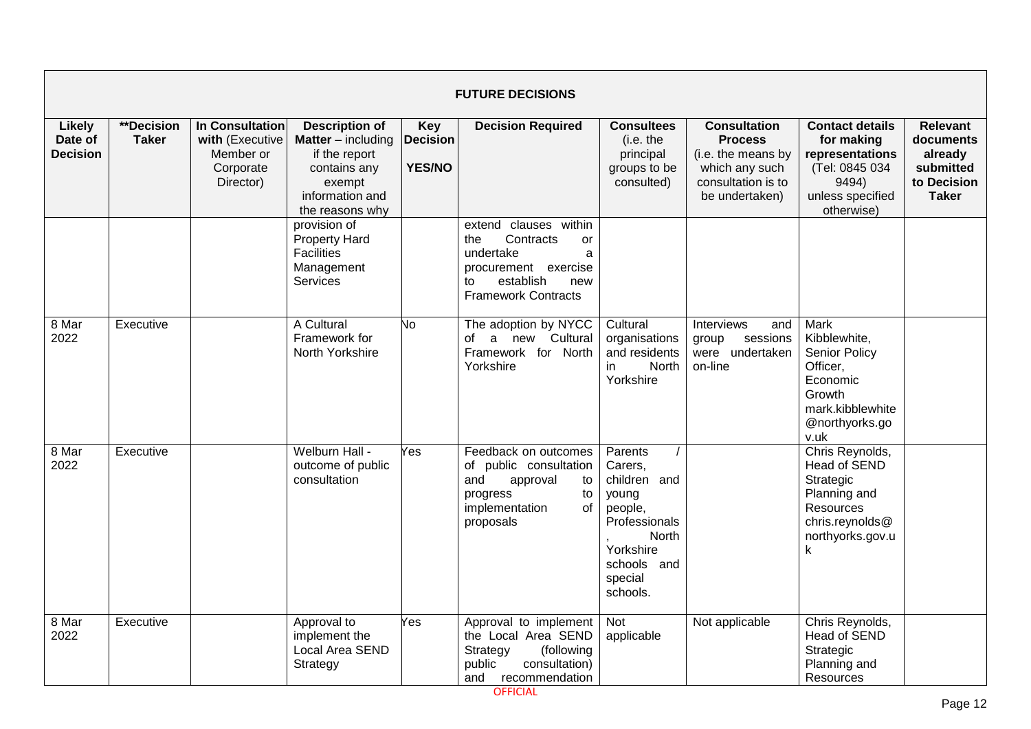| FUTURE DECISIONS | | | | | | | | | |
|---|---|---|---|---|---|---|---|---|---|
| **Likely Date of Decision** | **Decision Taker | **In Consultation with** (Executive Member or Corporate Director) | **Description of Matter** – including if the report contains any exempt information and the reasons why | **Key Decision YES/NO** | **Decision Required** | **Consultees** (i.e. the principal groups to be consulted) | **Consultation Process** (i.e. the means by which any such consultation is to be undertaken) | **Contact details for making representations** (Tel: 0845 034 9494) unless specified otherwise) | **Relevant documents already submitted to Decision Taker** |
| | | | provision of Property Hard Facilities Management Services | | extend clauses within the Contracts or undertake a procurement exercise to establish new Framework Contracts | | | | |
| 8 Mar 2022 | Executive | | A Cultural Framework for North Yorkshire | No | The adoption by NYCC of a new Cultural Framework for North Yorkshire | Cultural organisations and residents in North Yorkshire | Interviews and group sessions were undertaken on-line | Mark Kibblewhite, Senior Policy Officer, Economic Growth mark.kibblewhite@northyorks.gov.uk | |
| 8 Mar 2022 | Executive | | Welburn Hall - outcome of public consultation | Yes | Feedback on outcomes of public consultation and approval to progress to implementation of proposals | Parents / Carers, children and young people, Professionals, North Yorkshire schools and special schools. | | Chris Reynolds, Head of SEND Strategic Planning and Resources chris.reynolds@northyorks.gov.uk | |
| 8 Mar 2022 | Executive | | Approval to implement the Local Area SEND Strategy | Yes | Approval to implement the Local Area SEND Strategy (following public consultation) and recommendation | Not applicable | Not applicable | Chris Reynolds, Head of SEND Strategic Planning and Resources | |

OFFICIAL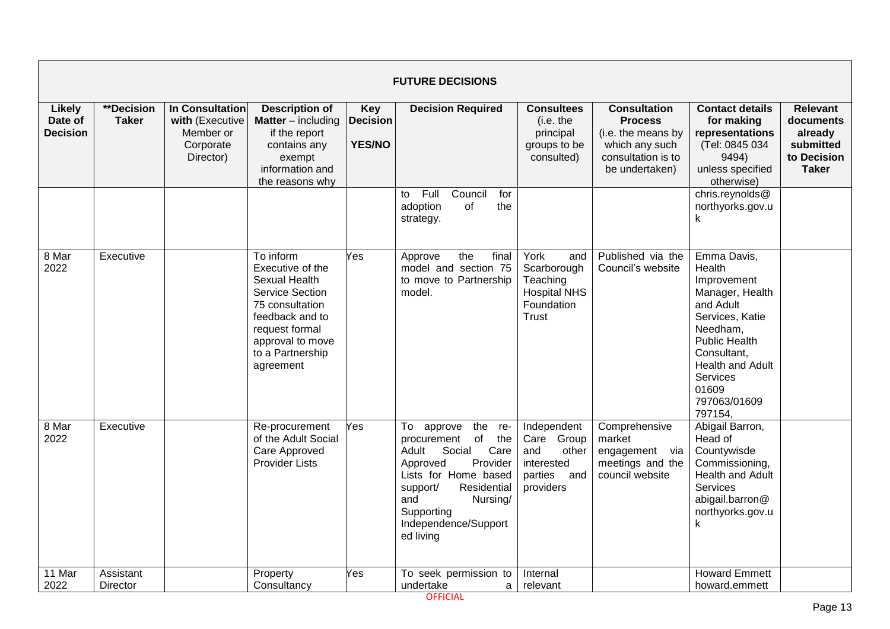| FUTURE DECISIONS | | | | | | | | | |
|---|---|---|---|---|---|---|---|---|---|
| **Likely Date of Decision** | **\*\*Decision Taker** | **In Consultation with** (Executive Member or Corporate Director) | **Description of Matter** – including if the report contains any exempt information and the reasons why | **Key Decision YES/NO** | **Decision Required** | **Consultees** (i.e. the principal groups to be consulted) | **Consultation Process** (i.e. the means by which any such consultation is to be undertaken) | **Contact details for making representations** (Tel: 0845 034 9494) unless specified otherwise) | **Relevant documents already submitted to Decision Taker** |
| | | | | | to Full Council for adoption of the strategy. | | | chris.reynolds@northyorks.gov.uk | |
| 8 Mar 2022 | Executive | | To inform Executive of the Sexual Health Service Section 75 consultation feedback and to request formal approval to move to a Partnership agreement | Yes | Approve the final model and section 75 to move to Partnership model. | York and Scarborough Teaching Hospital NHS Foundation Trust | Published via the Council's website | Emma Davis, Health Improvement Manager, Health and Adult Services, Katie Needham, Public Health Consultant, Health and Adult Services 01609 797063/01609 797154, | |
| 8 Mar 2022 | Executive | | Re-procurement of the Adult Social Care Approved Provider Lists | Yes | To approve the re-procurement of the Adult Social Care Approved Provider Lists for Home based support/ Residential and Nursing/ Supporting Independence/Supported living | Independent Care Group and other interested parties and providers | Comprehensive market engagement via meetings and the council website | Abigail Barron, Head of Countywisde Commissioning, Health and Adult Services abigail.barron@northyorks.gov.uk | |
| 11 Mar 2022 | Assistant Director | | Property Consultancy | Yes | To seek permission to undertake a | Internal relevant | | Howard Emmett howard.emmett | |

OFFICIAL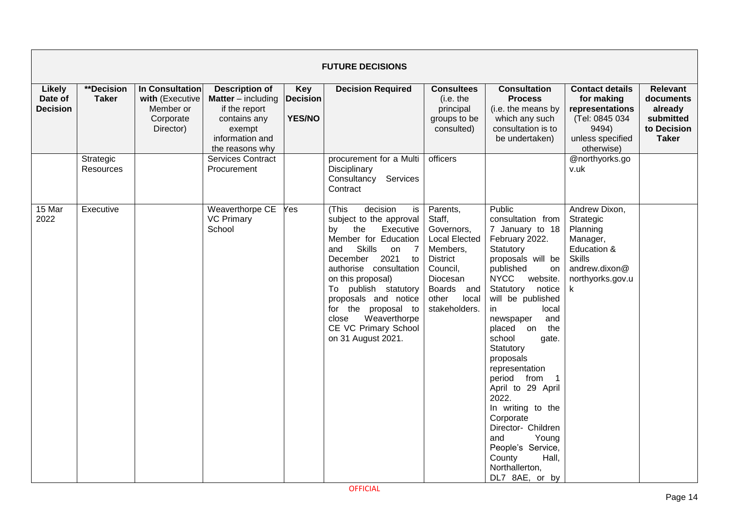| **FUTURE DECISIONS** | | | | | | | | | |
|---|---|---|---|---|---|---|---|---|---|
| **Likely Date of Decision** | **\*\*Decision Taker** | **In Consultation with** (Executive Member or Corporate Director) | **Description of Matter** – including if the report contains any exempt information and the reasons why | **Key Decision YES/NO** | **Decision Required** | **Consultees** (i.e. the principal groups to be consulted) | **Consultation Process** (i.e. the means by which any such consultation is to be undertaken) | **Contact details for making representations** (Tel: 0845 034 9494) unless specified otherwise) | **Relevant documents already submitted to Decision Taker** |
| | Strategic Resources | | Services Contract Procurement | | procurement for a Multi Disciplinary Consultancy Services Contract | officers | | @northyorks.gov.uk | |
| 15 Mar 2022 | Executive | | Weaverthorpe CE VC Primary School | Yes | (This decision is subject to the approval by the Executive Member for Education and Skills on 7 December 2021 to authorise consultation on this proposal) To publish statutory proposals and notice for the proposal to close Weaverthorpe CE VC Primary School on 31 August 2021. | Parents, Staff, Governors, Local Elected Members, District Council, Diocesan Boards and other local stakeholders. | Public consultation from 7 January to 18 February 2022. Statutory proposals will be published on NYCC website. Statutory notice will be published in local newspaper and placed on the school gate. Statutory proposals representation period from 1 April to 29 April 2022. In writing to the Corporate Director- Children and Young People's Service, County Hall, Northallerton, DL7 8AE, or by | Andrew Dixon, Strategic Planning Manager, Education & Skills andrew.dixon@northyorks.gov.uk | |

OFFICIAL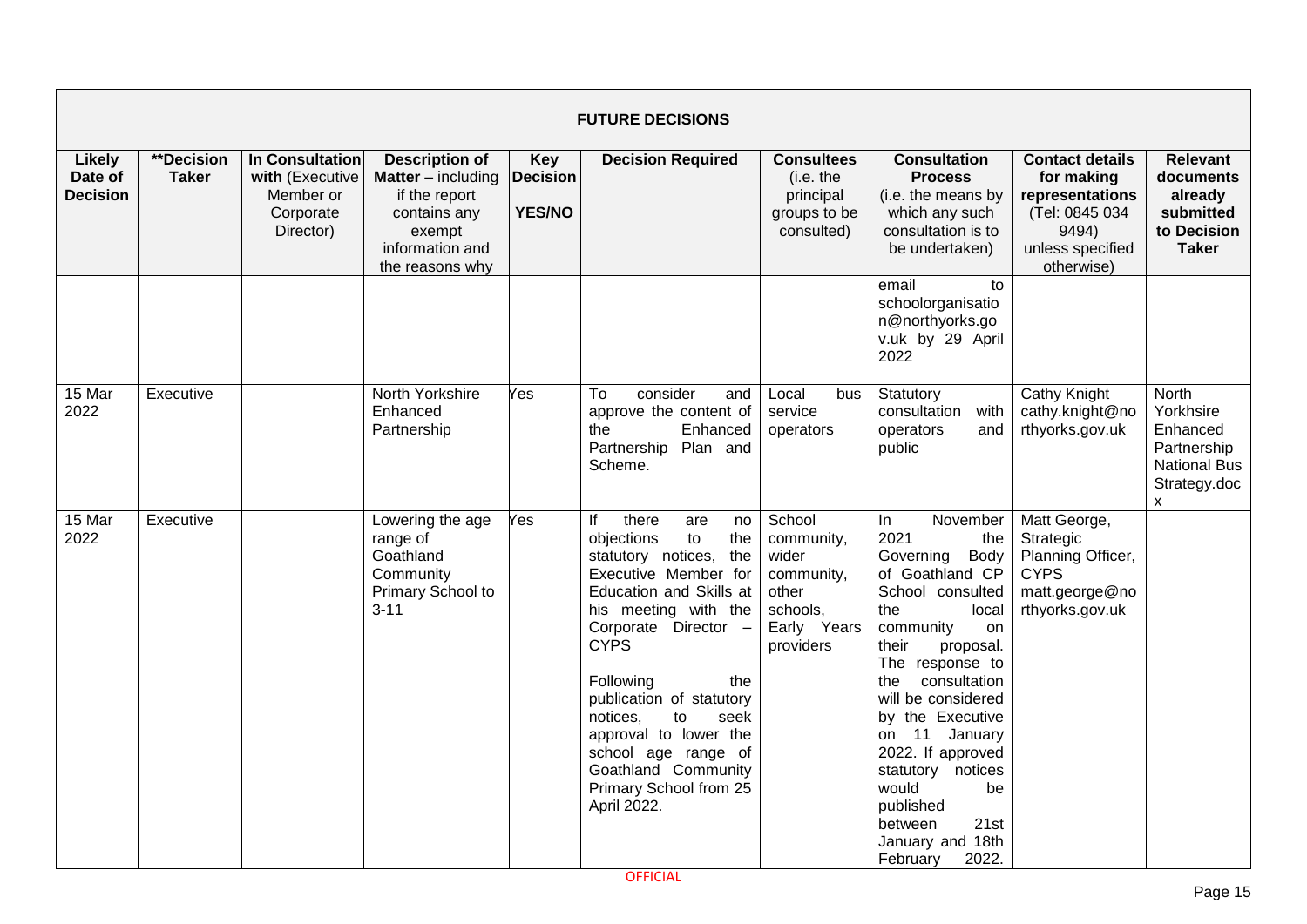| FUTURE DECISIONS | | | | | | | | | |
|---|---|---|---|---|---|---|---|---|---|
| **Likely Date of Decision** | **\*\*Decision Taker** | **In Consultation with** (Executive Member or Corporate Director) | **Description of Matter** – including if the report contains any exempt information and the reasons why | **Key Decision YES/NO** | **Decision Required** | **Consultees** (i.e. the principal groups to be consulted) | **Consultation Process** (i.e. the means by which any such consultation is to be undertaken) | **Contact details for making representations** (Tel: 0845 034 9494) unless specified otherwise) | **Relevant documents already submitted to Decision Taker** |
| | | | | | | | email to schoolorganisation@northyorks.gov.uk by 29 April 2022 | | |
| 15 Mar 2022 | Executive | | North Yorkshire Enhanced Partnership | Yes | To consider and approve the content of the Enhanced Partnership Plan and Scheme. | Local bus service operators | Statutory consultation with operators and public | Cathy Knight cathy.knight@northyorks.gov.uk | North Yorkhsire Enhanced Partnership National Bus Strategy.docx |
| 15 Mar 2022 | Executive | | Lowering the age range of Goathland Community Primary School to 3-11 | Yes | If there are no objections to the statutory notices, the Executive Member for Education and Skills at his meeting with the Corporate Director – CYPS<br><br>Following the publication of statutory notices, to seek approval to lower the school age range of Goathland Community Primary School from 25 April 2022. | School community, wider community, other schools, Early Years providers | In November 2021 the Governing Body of Goathland CP School consulted the local community on their proposal. The response to the consultation will be considered by the Executive on 11 January 2022. If approved statutory notices would be published between 21st January and 18th February 2022. | Matt George, Strategic Planning Officer, CYPS matt.george@northyorks.gov.uk | |

OFFICIAL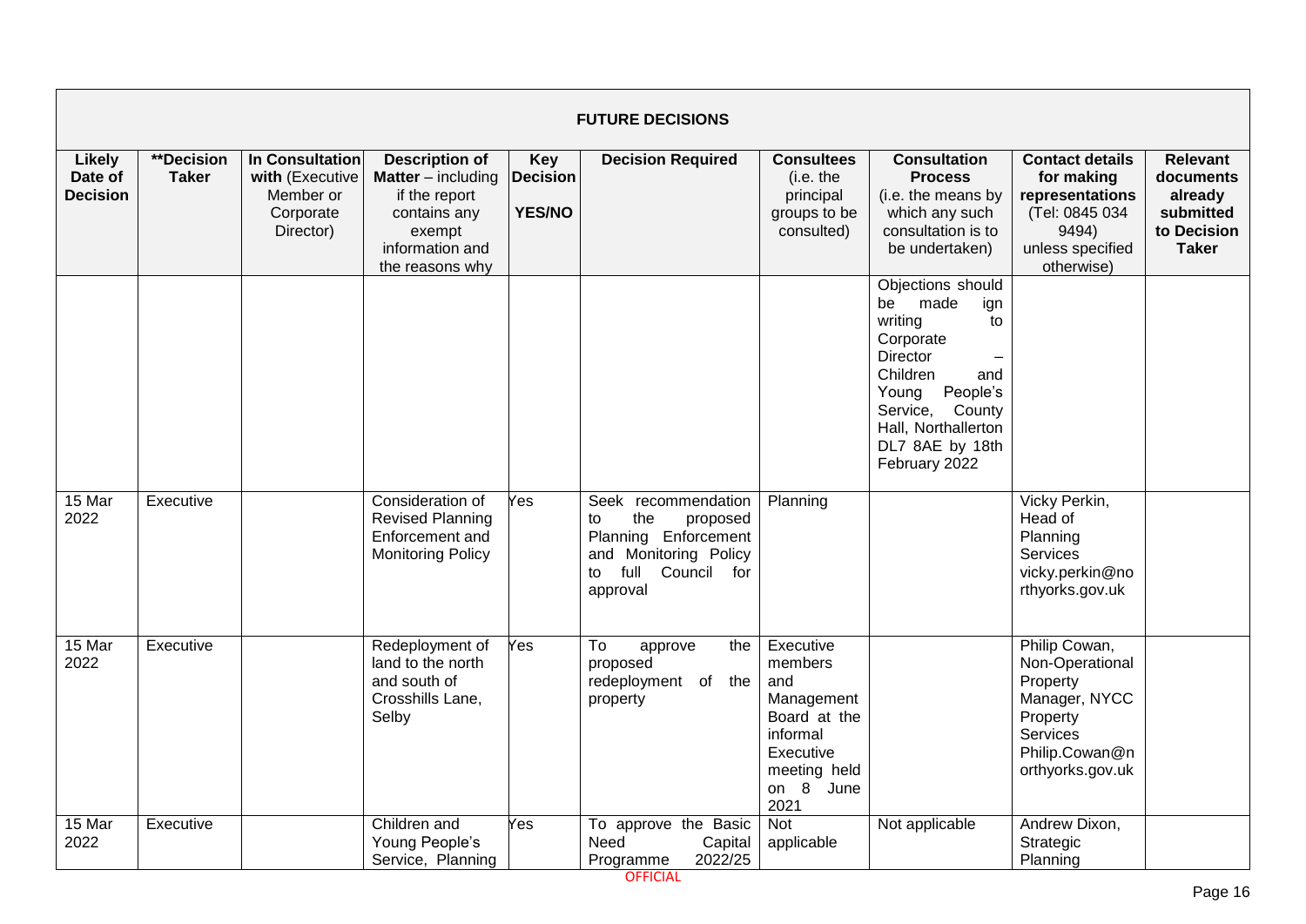**FUTURE DECISIONS**

| Likely Date of Decision | **Decision Taker | In Consultation with (Executive Member or Corporate Director) | Description of Matter – including if the report contains any exempt information and the reasons why | Key Decision YES/NO | Decision Required | Consultees (i.e. the principal groups to be consulted) | Consultation Process (i.e. the means by which any such consultation is to be undertaken) | Contact details for making representations (Tel: 0845 034 9494) unless specified otherwise) | Relevant documents already submitted to Decision Taker |
|---|---|---|---|---|---|---|---|---|---|
| | | | | | | | Objections should be made ign writing to Corporate Director – Children and Young People's Service, County Hall, Northallerton DL7 8AE by 18th February 2022 | | |
| 15 Mar 2022 | Executive | | Consideration of Revised Planning Enforcement and Monitoring Policy | Yes | Seek recommendation to the proposed Planning Enforcement and Monitoring Policy to full Council for approval | Planning | | Vicky Perkin, Head of Planning Services vicky.perkin@northyorks.gov.uk | |
| 15 Mar 2022 | Executive | | Redeployment of land to the north and south of Crosshills Lane, Selby | Yes | To approve the proposed redeployment of the property | Executive members and Management Board at the informal Executive meeting held on 8 June 2021 | | Philip Cowan, Non-Operational Property Manager, NYCC Property Services Philip.Cowan@northyorks.gov.uk | |
| 15 Mar 2022 | Executive | | Children and Young People's Service, Planning | Yes | To approve the Basic Need Capital Programme 2022/25 | Not applicable | Not applicable | Andrew Dixon, Strategic Planning | |

OFFICIAL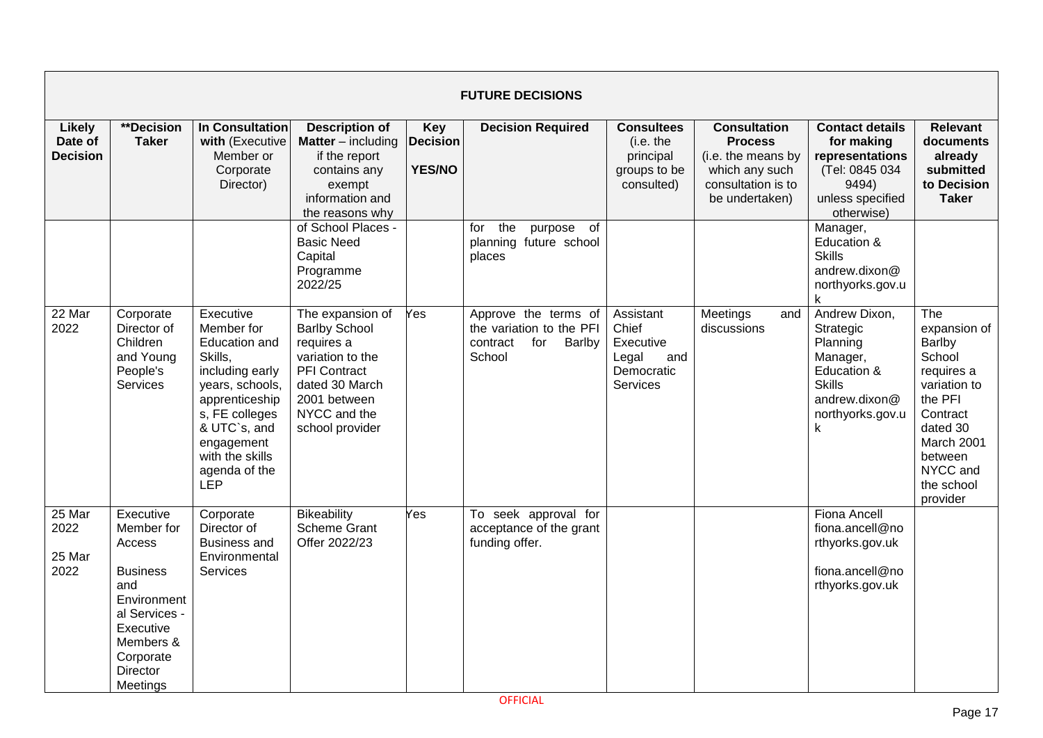| FUTURE DECISIONS | | | | | | | | | |
|---|---|---|---|---|---|---|---|---|---|
| **Likely Date of Decision** | **\*\*Decision Taker** | **In Consultation with** (Executive Member or Corporate Director) | **Description of Matter** – including if the report contains any exempt information and the reasons why | **Key Decision YES/NO** | **Decision Required** | **Consultees** (i.e. the principal groups to be consulted) | **Consultation Process** (i.e. the means by which any such consultation is to be undertaken) | **Contact details for making representations** (Tel: 0845 034 9494) unless specified otherwise) | **Relevant documents already submitted to Decision Taker** |
| | | | of School Places - Basic Need Capital Programme 2022/25 | | for the purpose of planning future school places | | | Manager, Education & Skills andrew.dixon@northyorks.gov.uk | |
| 22 Mar 2022 | Corporate Director of Children and Young People's Services | Executive Member for Education and Skills, including early years, schools, apprenticeships, FE colleges & UTC`s, and engagement with the skills agenda of the LEP | The expansion of Barlby School requires a variation to the PFI Contract dated 30 March 2001 between NYCC and the school provider | Yes | Approve the terms of the variation to the PFI contract for Barlby School | Assistant Chief Executive Legal and Democratic Services | Meetings and discussions | Andrew Dixon, Strategic Planning Manager, Education & Skills andrew.dixon@northyorks.gov.uk | The expansion of Barlby School requires a variation to the PFI Contract dated 30 March 2001 between NYCC and the school provider |
| 25 Mar 2022<br><br>25 Mar 2022 | Executive Member for Access<br><br>Business and Environmental Services - Executive Members & Corporate Director Meetings | Corporate Director of Business and Environmental Services | Bikeability Scheme Grant Offer 2022/23 | Yes | To seek approval for acceptance of the grant funding offer. | | | Fiona Ancell fiona.ancell@northyorks.gov.uk<br><br>fiona.ancell@northyorks.gov.uk | |

OFFICIAL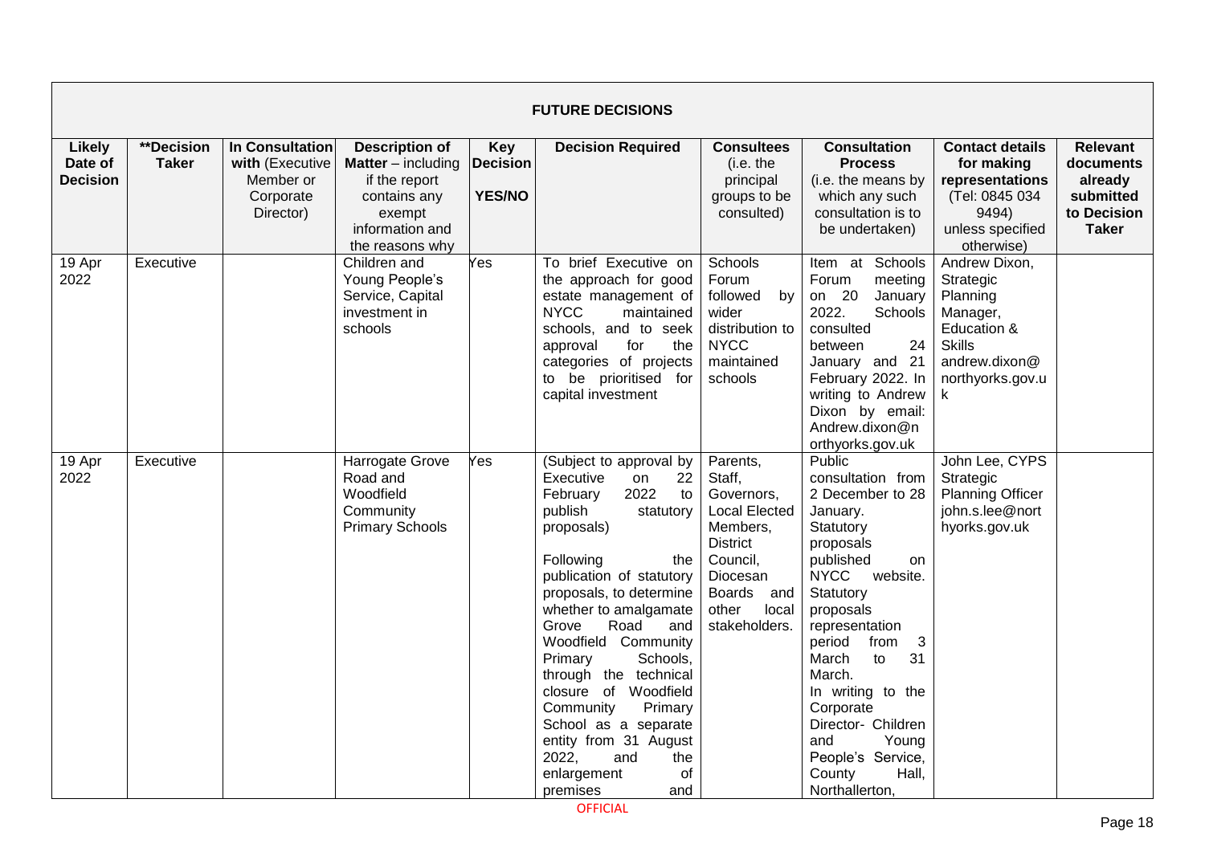| FUTURE DECISIONS | | | | | | | | | |
|---|---|---|---|---|---|---|---|---|---|
| **Likely Date of Decision** | ****Decision Taker** | **In Consultation with** (Executive Member or Corporate Director) | **Description of Matter** – including if the report contains any exempt information and the reasons why | **Key Decision YES/NO** | **Decision Required** | **Consultees** (i.e. the principal groups to be consulted) | **Consultation Process** (i.e. the means by which any such consultation is to be undertaken) | **Contact details for making representations** (Tel: 0845 034 9494) unless specified otherwise) | **Relevant documents already submitted to Decision Taker** |
| 19 Apr 2022 | Executive | | Children and Young People's Service, Capital investment in schools | Yes | To brief Executive on the approach for good estate management of NYCC maintained schools, and to seek approval for the categories of projects to be prioritised for capital investment | Schools Forum followed by wider distribution to NYCC maintained schools | Item at Schools Forum meeting on 20 January 2022. Schools consulted between 24 January and 21 February 2022. In writing to Andrew Dixon by email: Andrew.dixon@northyorks.gov.uk | Andrew Dixon, Strategic Planning Manager, Education & Skills andrew.dixon@northyorks.gov.uk | |
| 19 Apr 2022 | Executive | | Harrogate Grove Road and Woodfield Community Primary Schools | Yes | (Subject to approval by Executive on 22 February 2022 to publish statutory proposals)<br><br>Following the publication of statutory proposals, to determine whether to amalgamate Grove Road and Woodfield Community Primary Schools, through the technical closure of Woodfield Community Primary School as a separate entity from 31 August 2022, and the enlargement of premises and | Parents, Staff, Governors, Local Elected Members, District Council, Diocesan Boards and other local stakeholders. | Public consultation from 2 December to 28 January.<br>Statutory proposals published on NYCC website.<br>Statutory proposals representation period from 3 March to 31 March.<br>In writing to the Corporate Director- Children and Young People's Service, County Hall, Northallerton, | John Lee, CYPS Strategic Planning Officer john.s.lee@northyorks.gov.uk | |

OFFICIAL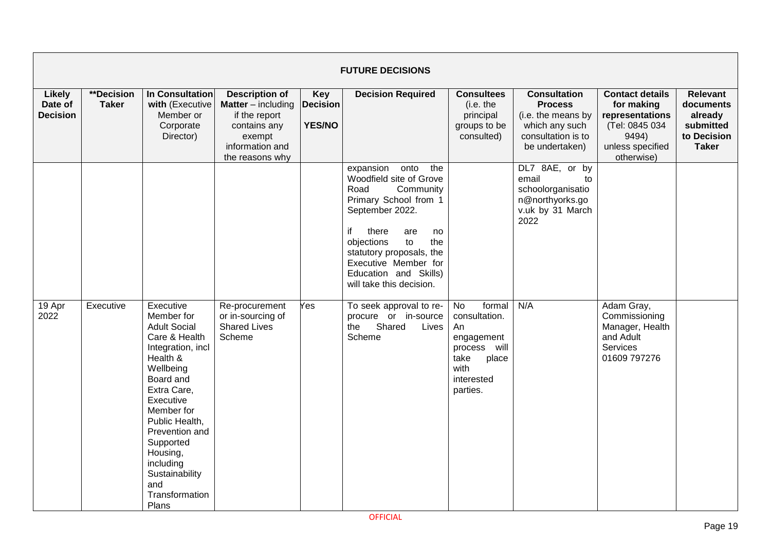| FUTURE DECISIONS | | | | | | | | | |
|---|---|---|---|---|---|---|---|---|---|
| **Likely Date of Decision** | **\*\*Decision Taker** | **In Consultation with** (Executive Member or Corporate Director) | **Description of Matter** – including if the report contains any exempt information and the reasons why | **Key Decision YES/NO** | **Decision Required** | **Consultees** (i.e. the principal groups to be consulted) | **Consultation Process** (i.e. the means by which any such consultation is to be undertaken) | **Contact details for making representations** (Tel: 0845 034 9494) unless specified otherwise) | **Relevant documents already submitted to Decision Taker** |
| | | | | | expansion onto the Woodfield site of Grove Road Community Primary School from 1 September 2022.<br><br>if there are no objections to the statutory proposals, the Executive Member for Education and Skills) will take this decision. | | DL7 8AE, or by email to schoolorganisation@northyorks.gov.uk by 31 March 2022 | | |
| 19 Apr 2022 | Executive | Executive Member for Adult Social Care & Health Integration, incl Health & Wellbeing Board and Extra Care, Executive Member for Public Health, Prevention and Supported Housing, including Sustainability and Transformation Plans | Re-procurement or in-sourcing of Shared Lives Scheme | Yes | To seek approval to re-procure or in-source the Shared Lives Scheme | No formal consultation. An engagement process will take place with interested parties. | N/A | Adam Gray, Commissioning Manager, Health and Adult Services 01609 797276 | |

OFFICIAL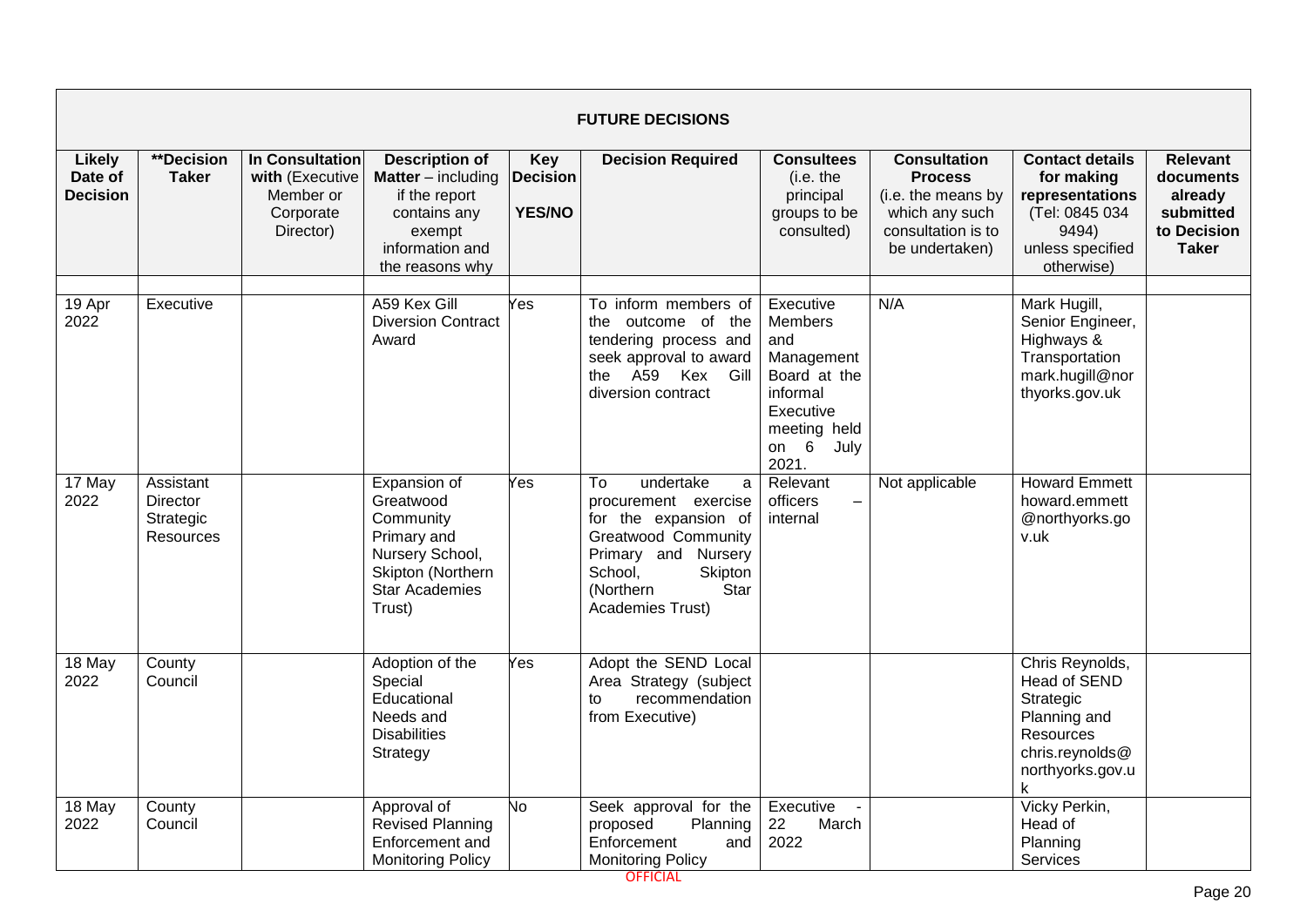| **FUTURE DECISIONS** | | | | | | | | | |
|---|---|---|---|---|---|---|---|---|---|
| **Likely Date of Decision** | **\*\*Decision Taker** | **In Consultation with** (Executive Member or Corporate Director) | **Description of Matter** – including if the report contains any exempt information and the reasons why | **Key Decision YES/NO** | **Decision Required** | **Consultees** (i.e. the principal groups to be consulted) | **Consultation Process** (i.e. the means by which any such consultation is to be undertaken) | **Contact details for making representations** (Tel: 0845 034 9494) unless specified otherwise) | **Relevant documents already submitted to Decision Taker** |
| 19 Apr 2022 | Executive | | A59 Kex Gill Diversion Contract Award | Yes | To inform members of the outcome of the tendering process and seek approval to award the A59 Kex Gill diversion contract | Executive Members and Management Board at the informal Executive meeting held on 6 July 2021. | N/A | Mark Hugill, Senior Engineer, Highways & Transportation mark.hugill@northyorks.gov.uk | |
| 17 May 2022 | Assistant Director Strategic Resources | | Expansion of Greatwood Community Primary and Nursery School, Skipton (Northern Star Academies Trust) | Yes | To undertake a procurement exercise for the expansion of Greatwood Community Primary and Nursery School, Skipton (Northern Star Academies Trust) | Relevant officers – internal | Not applicable | Howard Emmett howard.emmett@northyorks.gov.uk | |
| 18 May 2022 | County Council | | Adoption of the Special Educational Needs and Disabilities Strategy | Yes | Adopt the SEND Local Area Strategy (subject to recommendation from Executive) | | | Chris Reynolds, Head of SEND Strategic Planning and Resources chris.reynolds@northyorks.gov.uk | |
| 18 May 2022 | County Council | | Approval of Revised Planning Enforcement and Monitoring Policy | No | Seek approval for the proposed Planning Enforcement and Monitoring Policy | Executive - 22 March 2022 | | Vicky Perkin, Head of Planning Services | |

OFFICIAL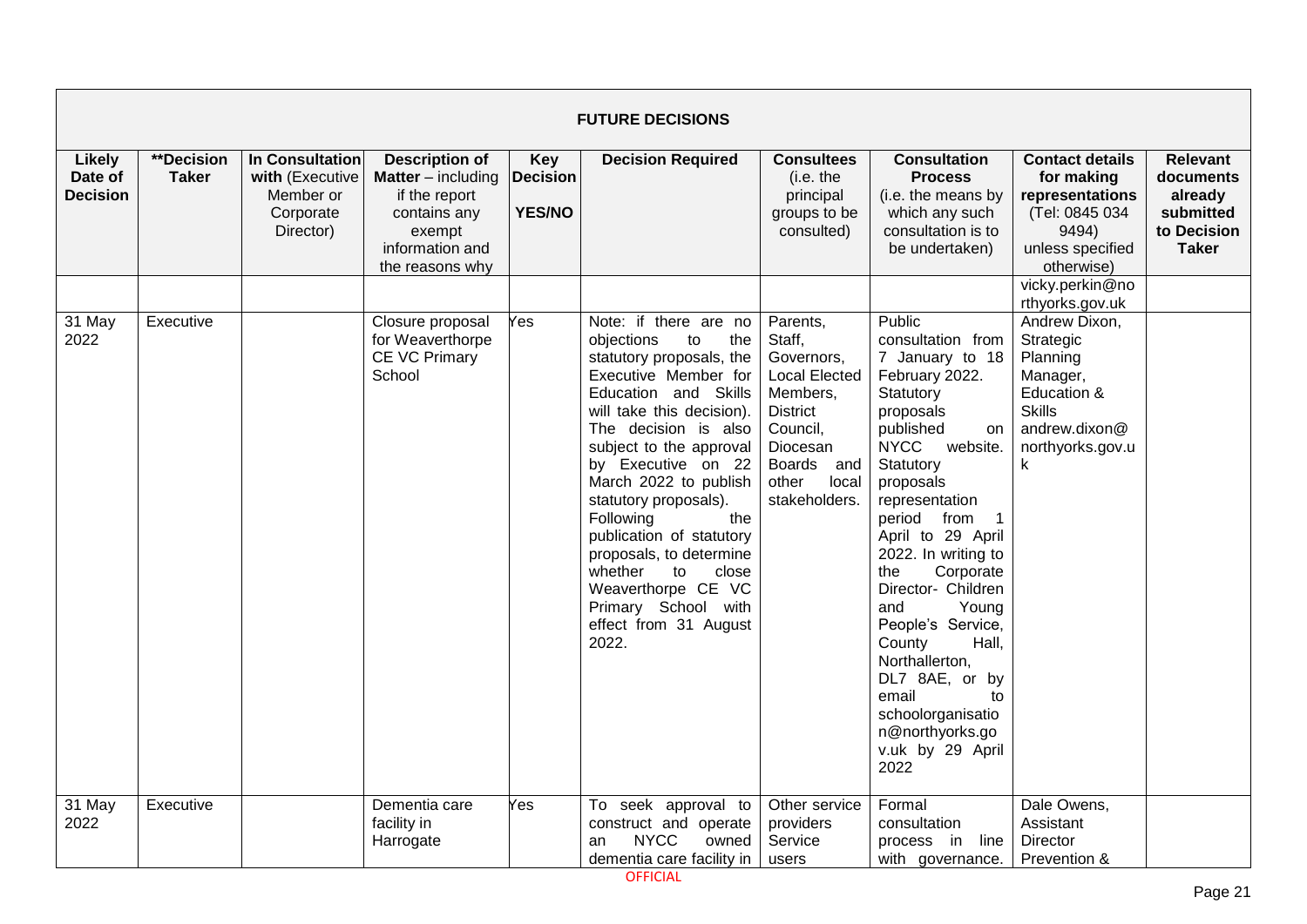| FUTURE DECISIONS | | | | | | | | | |
|---|---|---|---|---|---|---|---|---|---|
| **Likely Date of Decision** | **\*\*Decision Taker** | **In Consultation with** (Executive Member or Corporate Director) | **Description of Matter** – including if the report contains any exempt information and the reasons why | **Key Decision YES/NO** | **Decision Required** | **Consultees** (i.e. the principal groups to be consulted) | **Consultation Process** (i.e. the means by which any such consultation is to be undertaken) | **Contact details for making representations** (Tel: 0845 034 9494) unless specified otherwise) | **Relevant documents already submitted to Decision Taker** |
| | | | | | | | | vicky.perkin@northyorks.gov.uk | |
| 31 May 2022 | Executive | | Closure proposal for Weaverthorpe CE VC Primary School | Yes | Note: if there are no objections to the statutory proposals, the Executive Member for Education and Skills will take this decision). The decision is also subject to the approval by Executive on 22 March 2022 to publish statutory proposals). Following the publication of statutory proposals, to determine whether to close Weaverthorpe CE VC Primary School with effect from 31 August 2022. | Parents, Staff, Governors, Local Elected Members, District Council, Diocesan Boards and other local stakeholders. | Public consultation from 7 January to 18 February 2022. Statutory proposals published on NYCC website. Statutory proposals representation period from 1 April to 29 April 2022. In writing to the Corporate Director- Children and Young People's Service, County Hall, Northallerton, DL7 8AE, or by email to schoolorganisation@northyorks.gov.uk by 29 April 2022 | Andrew Dixon, Strategic Planning Manager, Education & Skills andrew.dixon@northyorks.gov.uk | |
| 31 May 2022 | Executive | | Dementia care facility in Harrogate | Yes | To seek approval to construct and operate an NYCC owned dementia care facility in | Other service providers Service users | Formal consultation process in line with governance. | Dale Owens, Assistant Director Prevention & | |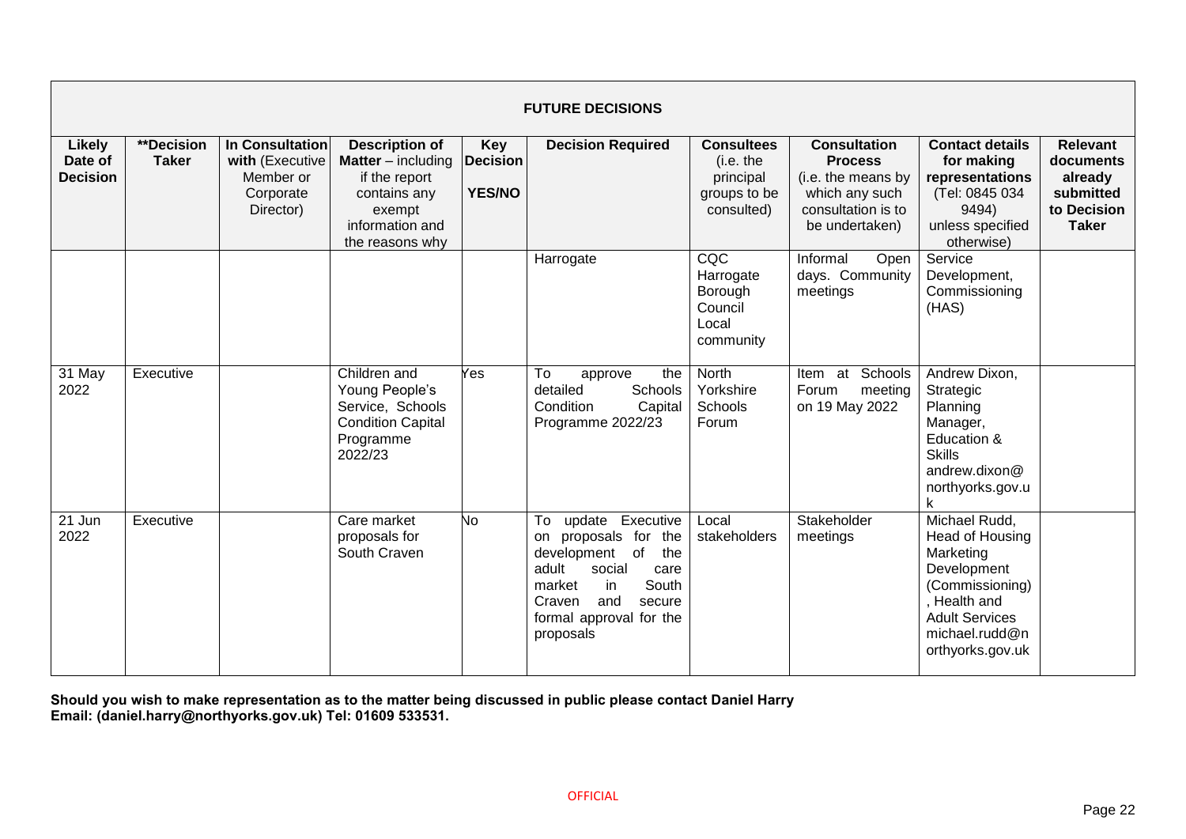| **FUTURE DECISIONS** | | | | | | | | | |
|---|---|---|---|---|---|---|---|---|---|
| **Likely Date of Decision** | **\*\*Decision Taker** | **In Consultation with** (Executive Member or Corporate Director) | **Description of Matter** – including if the report contains any exempt information and the reasons why | **Key Decision YES/NO** | **Decision Required** | **Consultees** (i.e. the principal groups to be consulted) | **Consultation Process** (i.e. the means by which any such consultation is to be undertaken) | **Contact details for making representations** (Tel: 0845 034 9494) unless specified otherwise) | **Relevant documents already submitted to Decision Taker** |
| | | | | | Harrogate | CQC Harrogate Borough Council Local community | Informal Open days. Community meetings | Service Development, Commissioning (HAS) | |
| 31 May 2022 | Executive | | Children and Young People's Service, Schools Condition Capital Programme 2022/23 | Yes | To approve the detailed Schools Condition Capital Programme 2022/23 | North Yorkshire Schools Forum | Item at Schools Forum meeting on 19 May 2022 | Andrew Dixon, Strategic Planning Manager, Education & Skills andrew.dixon@northyorks.gov.uk | |
| 21 Jun 2022 | Executive | | Care market proposals for South Craven | No | To update Executive on proposals for the development of the adult social care market in South Craven and secure formal approval for the proposals | Local stakeholders | Stakeholder meetings | Michael Rudd, Head of Housing Marketing Development (Commissioning), Health and Adult Services michael.rudd@northyorks.gov.uk | |

**Should you wish to make representation as to the matter being discussed in public please contact Daniel Harry Email: (daniel.harry@northyorks.gov.uk) Tel: 01609 533531.**

OFFICIAL